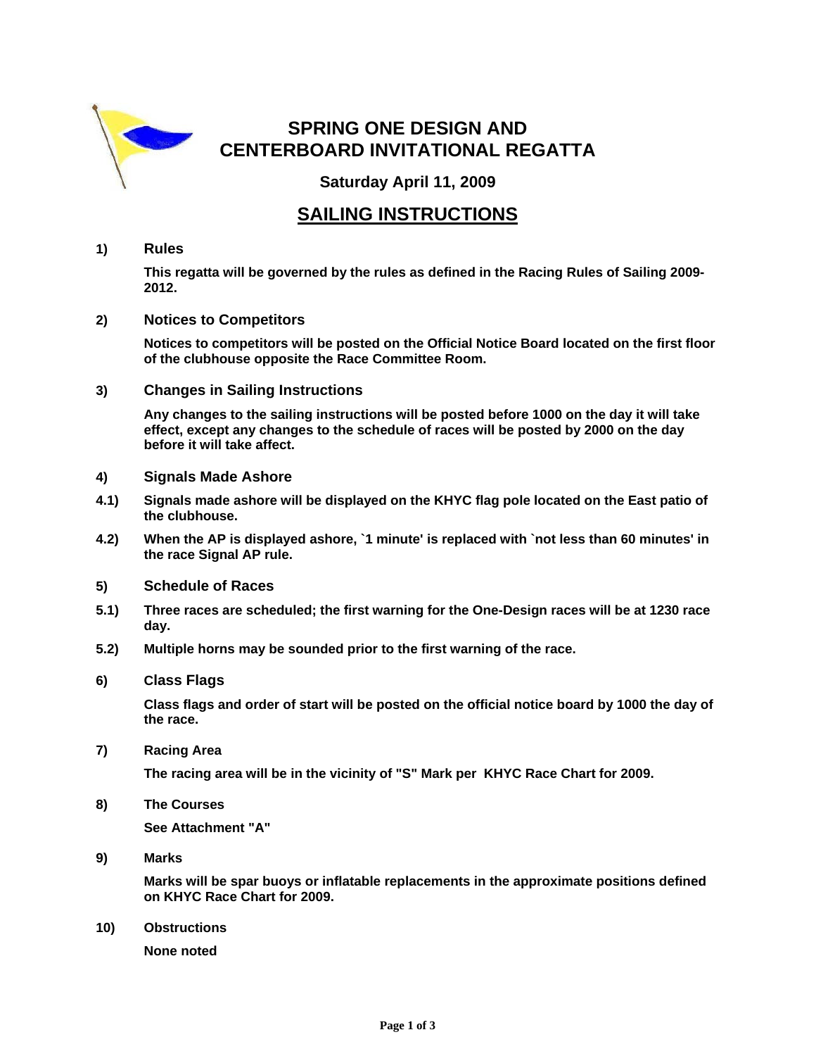# SPRING ONE DESIGN AND CENTERBOARD INVITATIONAL REGATTA

### Saturday April 11, 2009

## SAILING INSTRUCTIONS

**1) Rules**

**This regatta will be governed by the rules as defined in the Racing Rules of Sailing 2009-2012.**

**2) Notices to Competitors**

**Notices to competitors will be posted on the Official Notice Board located on the first floor of the clubhouse opposite the Race Committee Room.**

**3) Changes in Sailing Instructions**

**Any changes to the sailing instructions will be posted before 1000 on the day it will take effect, except any changes to the schedule of races will be posted by 2000 on the day before it will take affect.**

**4) Signals Made Ashore**

**4.1) Signals made ashore will be displayed on the KHYC flag pole located on the East patio of the clubhouse.**

**4.2) When the AP is displayed ashore, `1 minute' is replaced with `not less than 60 minutes' in the race Signal AP rule.**

**5) Schedule of Races**

**5.1) Three races are scheduled; the first warning for the One-Design races will be at 1230 race day.**

**5.2) Multiple horns may be sounded prior to the first warning of the race.**

**6) Class Flags**

**Class flags and order of start will be posted on the official notice board by 1000 the day of the race.**

**7) Racing Area**

**The racing area will be in the vicinity of "S" Mark per KHYC Race Chart for 2009.**

**8) The Courses**

**See Attachment "A"**

**9) Marks**

**Marks will be spar buoys or inflatable replacements in the approximate positions defined on KHYC Race Chart for 2009.**

**10) Obstructions**

**None noted**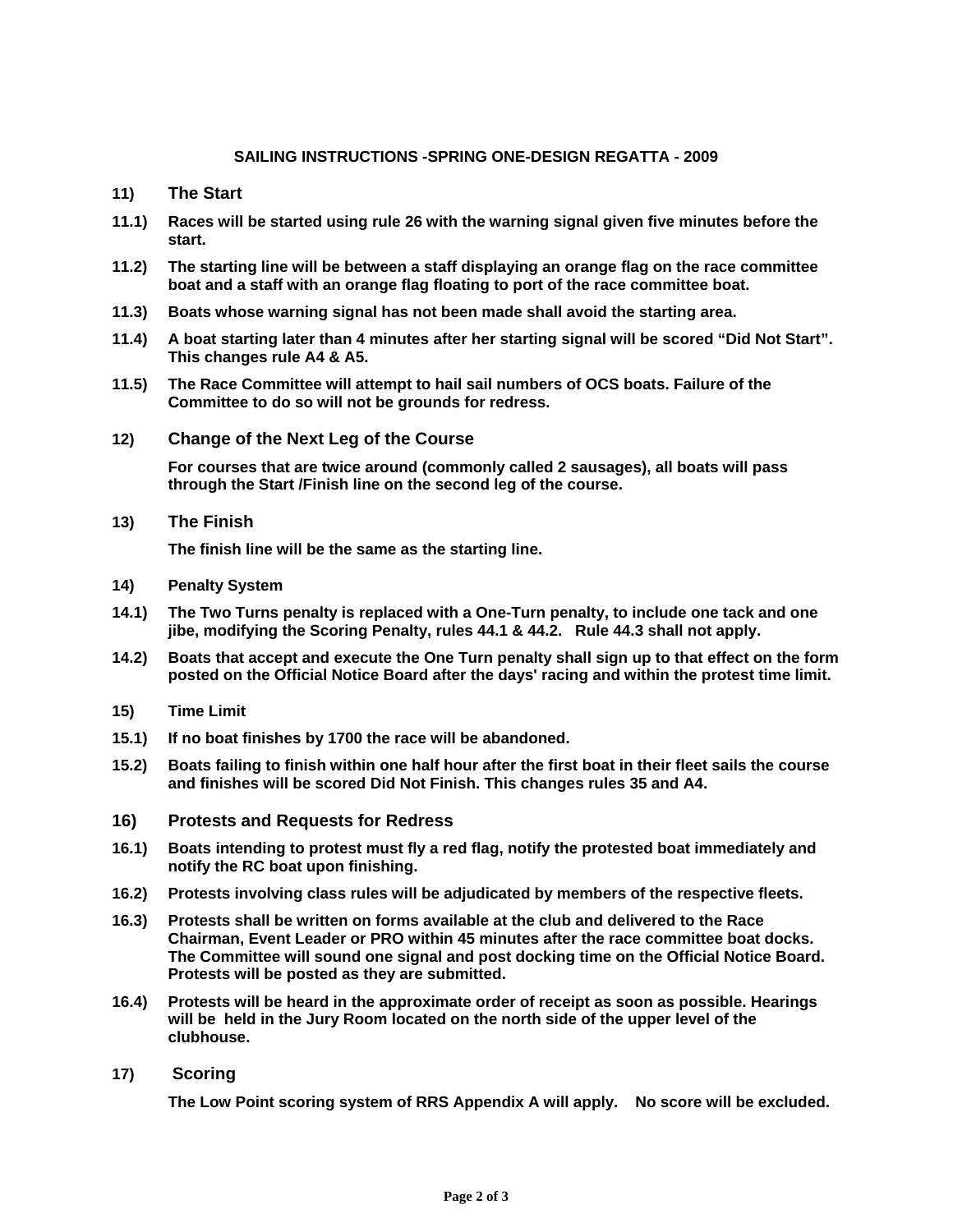**SAILING INSTRUCTIONS -SPRING ONE-DESIGN REGATTA - 2009**

## 11) The Start

**11.1)** Races will be started using rule 26 with the warning signal given five minutes before the start.

**11.2)** The starting line will be between a staff displaying an orange flag on the race committee boat and a staff with an orange flag floating to port of the race committee boat.

**11.3)** Boats whose warning signal has not been made shall avoid the starting area.

**11.4)** A boat starting later than 4 minutes after her starting signal will be scored “Did Not Start”. This changes rule A4 & A5.

**11.5)** The Race Committee will attempt to hail sail numbers of OCS boats. Failure of the Committee to do so will not be grounds for redress.

## 12) Change of the Next Leg of the Course

For courses that are twice around (commonly called 2 sausages), all boats will pass through the Start /Finish line on the second leg of the course.

## 13) The Finish

The finish line will be the same as the starting line.

## 14) Penalty System

**14.1)** The Two Turns penalty is replaced with a One-Turn penalty, to include one tack and one jibe, modifying the Scoring Penalty, rules 44.1 & 44.2. Rule 44.3 shall not apply.

**14.2)** Boats that accept and execute the One Turn penalty shall sign up to that effect on the form posted on the Official Notice Board after the days' racing and within the protest time limit.

## 15) Time Limit

**15.1)** If no boat finishes by 1700 the race will be abandoned.

**15.2)** Boats failing to finish within one half hour after the first boat in their fleet sails the course and finishes will be scored Did Not Finish. This changes rules 35 and A4.

## 16) Protests and Requests for Redress

**16.1)** Boats intending to protest must fly a red flag, notify the protested boat immediately and notify the RC boat upon finishing.

**16.2)** Protests involving class rules will be adjudicated by members of the respective fleets.

**16.3)** Protests shall be written on forms available at the club and delivered to the Race Chairman, Event Leader or PRO within 45 minutes after the race committee boat docks. The Committee will sound one signal and post docking time on the Official Notice Board. Protests will be posted as they are submitted.

**16.4)** Protests will be heard in the approximate order of receipt as soon as possible. Hearings will be held in the Jury Room located on the north side of the upper level of the clubhouse.

## 17) Scoring

The Low Point scoring system of RRS Appendix A will apply. No score will be excluded.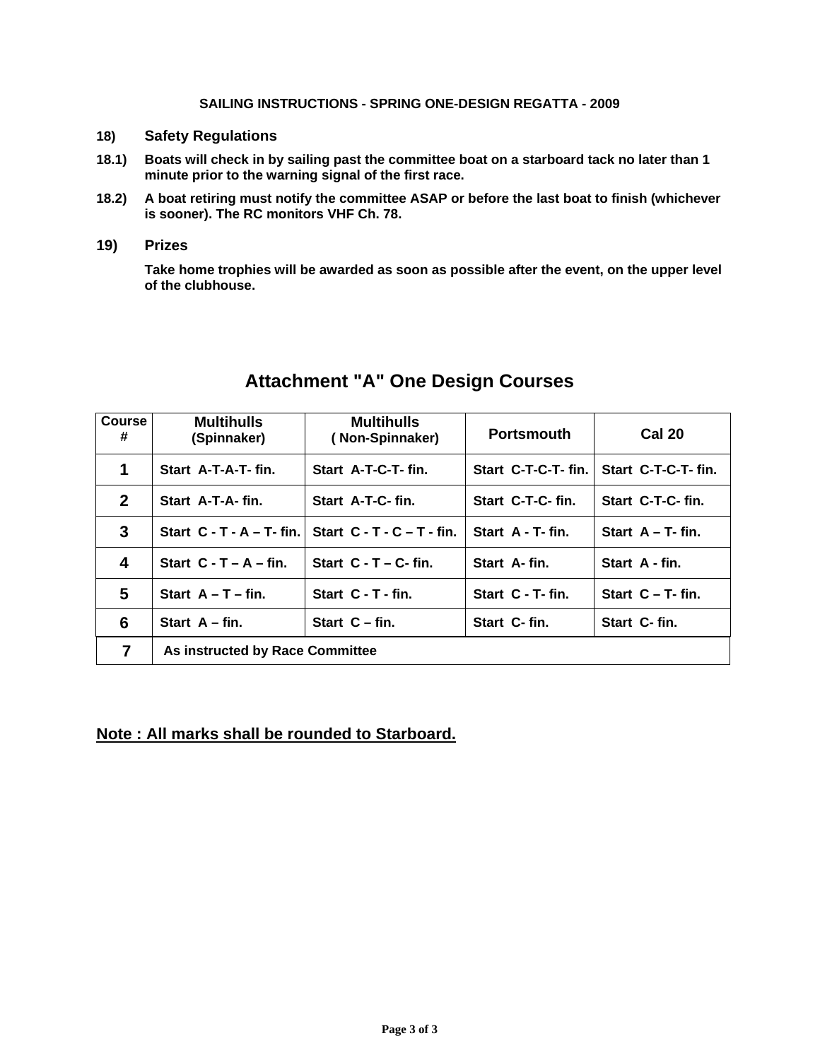**SAILING INSTRUCTIONS - SPRING ONE-DESIGN REGATTA - 2009**

### 18) Safety Regulations

**18.1)** **Boats will check in by sailing past the committee boat on a starboard tack no later than 1 minute prior to the warning signal of the first race.**

**18.2)** **A boat retiring must notify the committee ASAP or before the last boat to finish (whichever is sooner). The RC monitors VHF Ch. 78.**

### 19) Prizes

**Take home trophies will be awarded as soon as possible after the event, on the upper level of the clubhouse.**

## Attachment "A" One Design Courses

| Course # | Multihulls (Spinnaker) | Multihulls ( Non-Spinnaker) | Portsmouth | Cal 20 |
|---|---|---|---|---|
| 1 | Start A-T-A-T- fin. | Start A-T-C-T- fin. | Start C-T-C-T- fin. | Start C-T-C-T- fin. |
| 2 | Start A-T-A- fin. | Start A-T-C- fin. | Start C-T-C- fin. | Start C-T-C- fin. |
| 3 | Start C - T - A – T- fin. | Start C - T - C – T - fin. | Start A - T- fin. | Start A – T- fin. |
| 4 | Start C - T – A – fin. | Start C - T – C- fin. | Start A- fin. | Start A - fin. |
| 5 | Start A – T – fin. | Start C - T - fin. | Start C - T- fin. | Start C – T- fin. |
| 6 | Start A – fin. | Start C – fin. | Start C- fin. | Start C- fin. |
| 7 | As instructed by Race Committee | | | |

**<u>Note : All marks shall be rounded to Starboard.</u>**